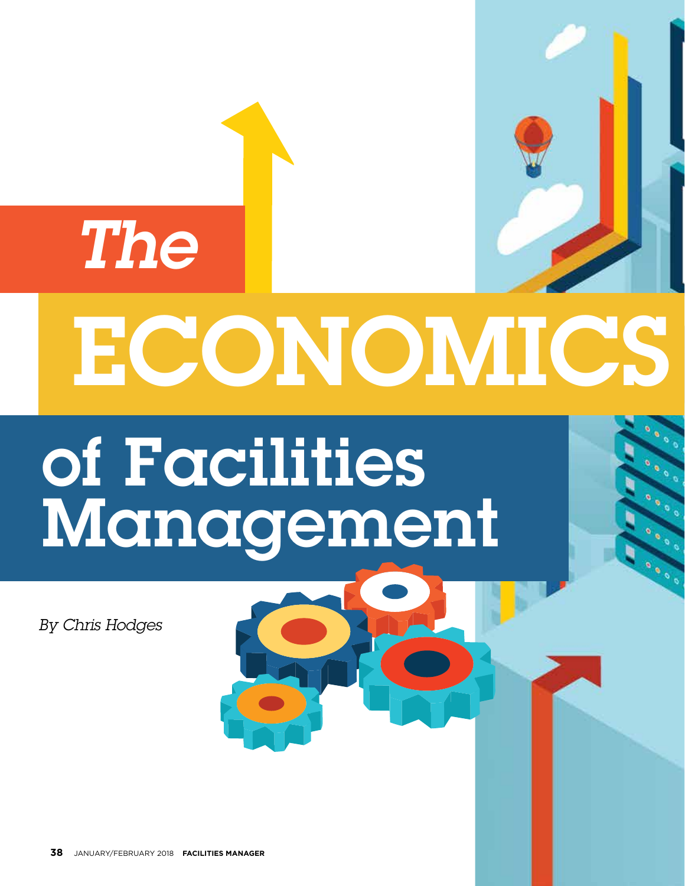# *The* ECONOMICS of Facilities Management

*By Chris Hodges*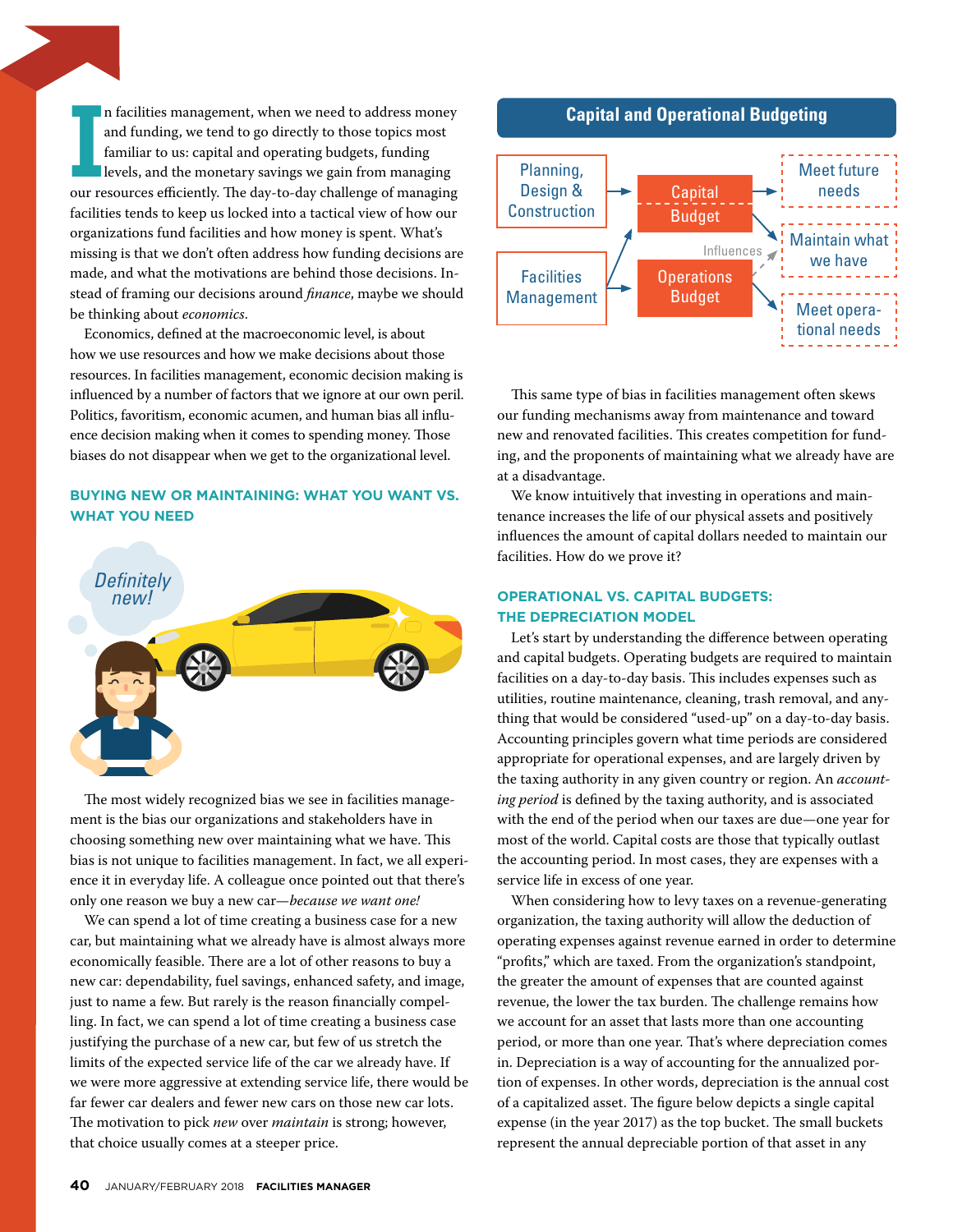In facilities management, when we need to address money and funding, we tend to go directly to those topics most familiar to us: capital and operating budgets, funding levels, and the monetary savings we gain from managing our resources efficiently. The day-to-day challenge of managing facilities tends to keep us locked into a tactical view of how our organizations fund facilities and how money is spent. What's missing is that we don't often address how funding decisions are made, and what the motivations are behind those decisions. Instead of framing our decisions around *finance*, maybe we should be thinking about *economics*.

Economics, defined at the macroeconomic level, is about how we use resources and how we make decisions about those resources. In facilities management, economic decision making is influenced by a number of factors that we ignore at our own peril. Politics, favoritism, economic acumen, and human bias all influence decision making when it comes to spending money. Those biases do not disappear when we get to the organizational level.

## BUYING NEW OR MAINTAINING: WHAT YOU WANT VS. WHAT YOU NEED

*Definitely new!*

The most widely recognized bias we see in facilities management is the bias our organizations and stakeholders have in choosing something new over maintaining what we have. This bias is not unique to facilities management. In fact, we all experience it in everyday life. A colleague once pointed out that there's only one reason we buy a new car—*because we want one!*

We can spend a lot of time creating a business case for a new car, but maintaining what we already have is almost always more economically feasible. There are a lot of other reasons to buy a new car: dependability, fuel savings, enhanced safety, and image, just to name a few. But rarely is the reason financially compelling. In fact, we can spend a lot of time creating a business case justifying the purchase of a new car, but few of us stretch the limits of the expected service life of the car we already have. If we were more aggressive at extending service life, there would be far fewer car dealers and fewer new cars on those new car lots. The motivation to pick *new* over *maintain* is strong; however, that choice usually comes at a steeper price.

**Capital and Operational Budgeting**

- Planning, Design & Construction → Capital Budget
- Facilities Management → Capital Budget; Facilities Management → Operations Budget
- Capital Budget → Meet future needs; Capital Budget → Maintain what we have
- Operations Budget → Meet operational needs; Operations Budget — Influences → Maintain what we have

This same type of bias in facilities management often skews our funding mechanisms away from maintenance and toward new and renovated facilities. This creates competition for funding, and the proponents of maintaining what we already have are at a disadvantage.

We know intuitively that investing in operations and maintenance increases the life of our physical assets and positively influences the amount of capital dollars needed to maintain our facilities. How do we prove it?

## OPERATIONAL VS. CAPITAL BUDGETS: THE DEPRECIATION MODEL

Let's start by understanding the difference between operating and capital budgets. Operating budgets are required to maintain facilities on a day-to-day basis. This includes expenses such as utilities, routine maintenance, cleaning, trash removal, and anything that would be considered "used-up" on a day-to-day basis. Accounting principles govern what time periods are considered appropriate for operational expenses, and are largely driven by the taxing authority in any given country or region. An *accounting period* is defined by the taxing authority, and is associated with the end of the period when our taxes are due—one year for most of the world. Capital costs are those that typically outlast the accounting period. In most cases, they are expenses with a service life in excess of one year.

When considering how to levy taxes on a revenue-generating organization, the taxing authority will allow the deduction of operating expenses against revenue earned in order to determine "profits," which are taxed. From the organization's standpoint, the greater the amount of expenses that are counted against revenue, the lower the tax burden. The challenge remains how we account for an asset that lasts more than one accounting period, or more than one year. That's where depreciation comes in. Depreciation is a way of accounting for the annualized portion of expenses. In other words, depreciation is the annual cost of a capitalized asset. The figure below depicts a single capital expense (in the year 2017) as the top bucket. The small buckets represent the annual depreciable portion of that asset in any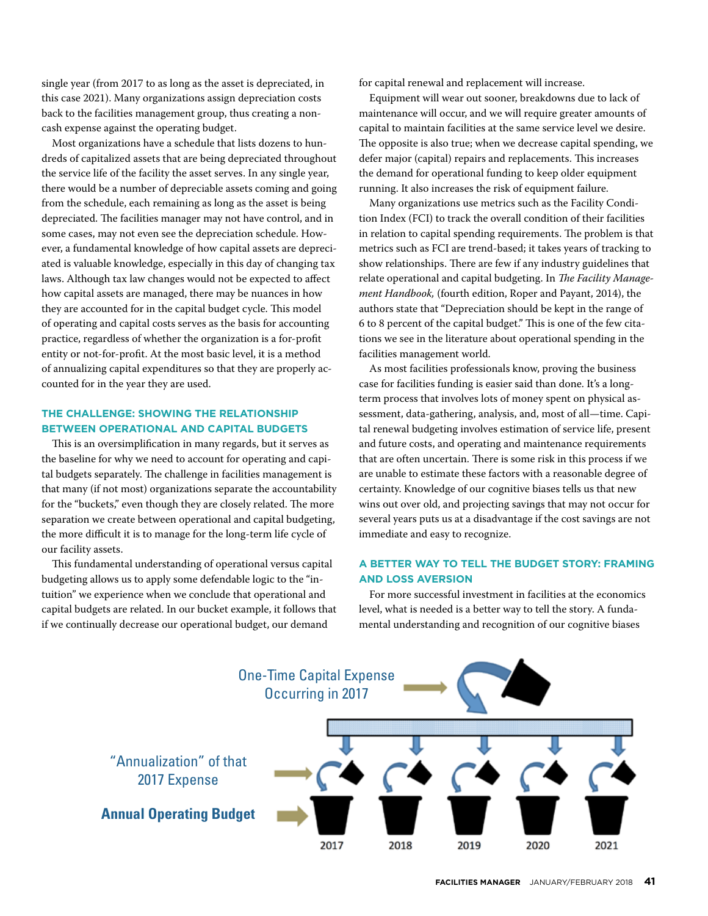single year (from 2017 to as long as the asset is depreciated, in this case 2021). Many organizations assign depreciation costs back to the facilities management group, thus creating a non-cash expense against the operating budget.

Most organizations have a schedule that lists dozens to hundreds of capitalized assets that are being depreciated throughout the service life of the facility the asset serves. In any single year, there would be a number of depreciable assets coming and going from the schedule, each remaining as long as the asset is being depreciated. The facilities manager may not have control, and in some cases, may not even see the depreciation schedule. However, a fundamental knowledge of how capital assets are depreciated is valuable knowledge, especially in this day of changing tax laws. Although tax law changes would not be expected to affect how capital assets are managed, there may be nuances in how they are accounted for in the capital budget cycle. This model of operating and capital costs serves as the basis for accounting practice, regardless of whether the organization is a for-profit entity or not-for-profit. At the most basic level, it is a method of annualizing capital expenditures so that they are properly accounted for in the year they are used.

## THE CHALLENGE: SHOWING THE RELATIONSHIP BETWEEN OPERATIONAL AND CAPITAL BUDGETS

This is an oversimplification in many regards, but it serves as the baseline for why we need to account for operating and capital budgets separately. The challenge in facilities management is that many (if not most) organizations separate the accountability for the "buckets," even though they are closely related. The more separation we create between operational and capital budgeting, the more difficult it is to manage for the long-term life cycle of our facility assets.

This fundamental understanding of operational versus capital budgeting allows us to apply some defendable logic to the "intuition" we experience when we conclude that operational and capital budgets are related. In our bucket example, it follows that if we continually decrease our operational budget, our demand for capital renewal and replacement will increase.

Equipment will wear out sooner, breakdowns due to lack of maintenance will occur, and we will require greater amounts of capital to maintain facilities at the same service level we desire. The opposite is also true; when we decrease capital spending, we defer major (capital) repairs and replacements. This increases the demand for operational funding to keep older equipment running. It also increases the risk of equipment failure.

Many organizations use metrics such as the Facility Condition Index (FCI) to track the overall condition of their facilities in relation to capital spending requirements. The problem is that metrics such as FCI are trend-based; it takes years of tracking to show relationships. There are few if any industry guidelines that relate operational and capital budgeting. In *The Facility Management Handbook,* (fourth edition, Roper and Payant, 2014), the authors state that "Depreciation should be kept in the range of 6 to 8 percent of the capital budget." This is one of the few citations we see in the literature about operational spending in the facilities management world.

As most facilities professionals know, proving the business case for facilities funding is easier said than done. It's a long-term process that involves lots of money spent on physical assessment, data-gathering, analysis, and, most of all—time. Capital renewal budgeting involves estimation of service life, present and future costs, and operating and maintenance requirements that are often uncertain. There is some risk in this process if we are unable to estimate these factors with a reasonable degree of certainty. Knowledge of our cognitive biases tells us that new wins out over old, and projecting savings that may not occur for several years puts us at a disadvantage if the cost savings are not immediate and easy to recognize.

## A BETTER WAY TO TELL THE BUDGET STORY: FRAMING AND LOSS AVERSION

For more successful investment in facilities at the economics level, what is needed is a better way to tell the story. A fundamental understanding and recognition of our cognitive biases

One-Time Capital Expense Occurring in 2017

"Annualization" of that 2017 Expense

**Annual Operating Budget**

2017 2018 2019 2020 2021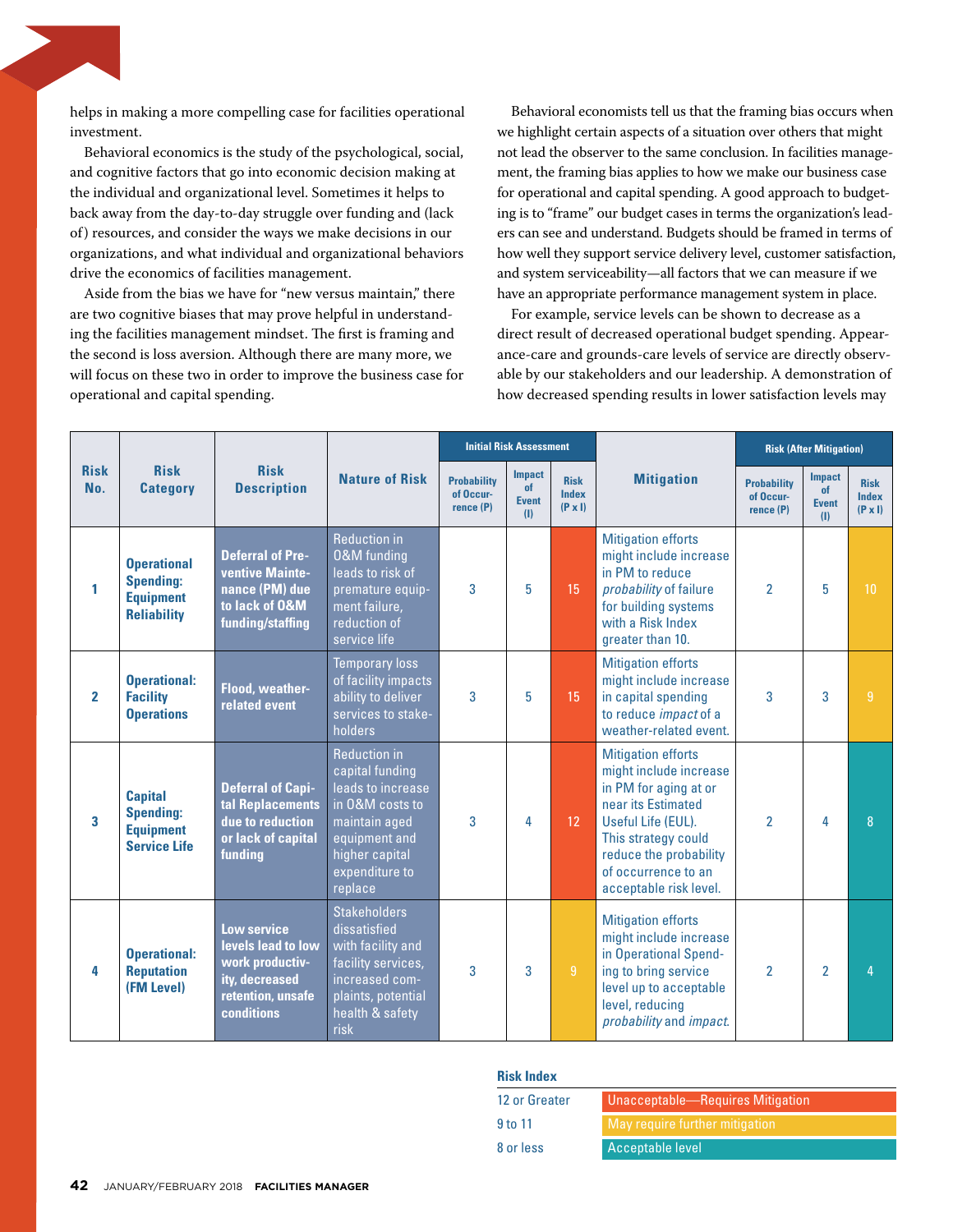helps in making a more compelling case for facilities operational investment.

Behavioral economics is the study of the psychological, social, and cognitive factors that go into economic decision making at the individual and organizational level. Sometimes it helps to back away from the day-to-day struggle over funding and (lack of) resources, and consider the ways we make decisions in our organizations, and what individual and organizational behaviors drive the economics of facilities management.

Aside from the bias we have for "new versus maintain," there are two cognitive biases that may prove helpful in understanding the facilities management mindset. The first is framing and the second is loss aversion. Although there are many more, we will focus on these two in order to improve the business case for operational and capital spending.

Behavioral economists tell us that the framing bias occurs when we highlight certain aspects of a situation over others that might not lead the observer to the same conclusion. In facilities management, the framing bias applies to how we make our business case for operational and capital spending. A good approach to budgeting is to "frame" our budget cases in terms the organization's leaders can see and understand. Budgets should be framed in terms of how well they support service delivery level, customer satisfaction, and system serviceability—all factors that we can measure if we have an appropriate performance management system in place.

For example, service levels can be shown to decrease as a direct result of decreased operational budget spending. Appearance-care and grounds-care levels of service are directly observable by our stakeholders and our leadership. A demonstration of how decreased spending results in lower satisfaction levels may

| Risk No. | Risk Category | Risk Description | Nature of Risk | Initial Risk Assessment | | | Mitigation | Risk (After Mitigation) | | |
|---|---|---|---|---|---|---|---|---|---|---|
| | | | | Probability of Occurrence (P) | Impact of Event (I) | Risk Index (P x I) | | Probability of Occurrence (P) | Impact of Event (I) | Risk Index (P x I) |
| 1 | **Operational Spending: Equipment Reliability** | **Deferral of Preventive Maintenance (PM) due to lack of O&M funding/staffing** | Reduction in O&M funding leads to risk of premature equipment failure, reduction of service life | 3 | 5 | 15 | Mitigation efforts might include increase in PM to reduce *probability* of failure for building systems with a Risk Index greater than 10. | 2 | 5 | 10 |
| 2 | **Operational: Facility Operations** | **Flood, weather-related event** | Temporary loss of facility impacts ability to deliver services to stakeholders | 3 | 5 | 15 | Mitigation efforts might include increase in capital spending to reduce *impact* of a weather-related event. | 3 | 3 | 9 |
| 3 | **Capital Spending: Equipment Service Life** | **Deferral of Capital Replacements due to reduction or lack of capital funding** | Reduction in capital funding leads to increase in O&M costs to maintain aged equipment and higher capital expenditure to replace | 3 | 4 | 12 | Mitigation efforts might include increase in PM for aging at or near its Estimated Useful Life (EUL). This strategy could reduce the probability of occurrence to an acceptable risk level. | 2 | 4 | 8 |
| 4 | **Operational: Reputation (FM Level)** | **Low service levels lead to low work productivity, decreased retention, unsafe conditions** | Stakeholders dissatisfied with facility and facility services, increased complaints, potential health & safety risk | 3 | 3 | 9 | Mitigation efforts might include increase in Operational Spending to bring service level up to acceptable level, reducing *probability* and *impact*. | 2 | 2 | 4 |

**Risk Index**

| Range | Level |
|---|---|
| 12 or Greater | Unacceptable—Requires Mitigation |
| 9 to 11 | May require further mitigation |
| 8 or less | Acceptable level |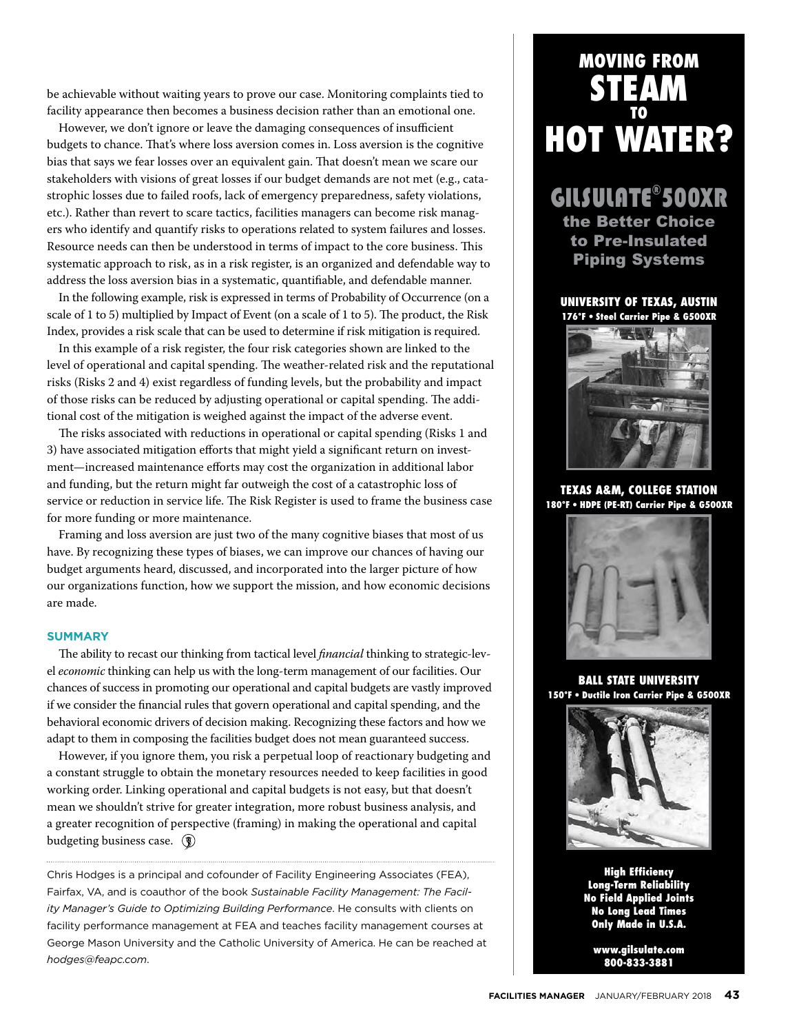be achievable without waiting years to prove our case. Monitoring complaints tied to facility appearance then becomes a business decision rather than an emotional one.

However, we don't ignore or leave the damaging consequences of insufficient budgets to chance. That's where loss aversion comes in. Loss aversion is the cognitive bias that says we fear losses over an equivalent gain. That doesn't mean we scare our stakeholders with visions of great losses if our budget demands are not met (e.g., catastrophic losses due to failed roofs, lack of emergency preparedness, safety violations, etc.). Rather than revert to scare tactics, facilities managers can become risk managers who identify and quantify risks to operations related to system failures and losses. Resource needs can then be understood in terms of impact to the core business. This systematic approach to risk, as in a risk register, is an organized and defendable way to address the loss aversion bias in a systematic, quantifiable, and defendable manner.

In the following example, risk is expressed in terms of Probability of Occurrence (on a scale of 1 to 5) multiplied by Impact of Event (on a scale of 1 to 5). The product, the Risk Index, provides a risk scale that can be used to determine if risk mitigation is required.

In this example of a risk register, the four risk categories shown are linked to the level of operational and capital spending. The weather-related risk and the reputational risks (Risks 2 and 4) exist regardless of funding levels, but the probability and impact of those risks can be reduced by adjusting operational or capital spending. The additional cost of the mitigation is weighed against the impact of the adverse event.

The risks associated with reductions in operational or capital spending (Risks 1 and 3) have associated mitigation efforts that might yield a significant return on investment—increased maintenance efforts may cost the organization in additional labor and funding, but the return might far outweigh the cost of a catastrophic loss of service or reduction in service life. The Risk Register is used to frame the business case for more funding or more maintenance.

Framing and loss aversion are just two of the many cognitive biases that most of us have. By recognizing these types of biases, we can improve our chances of having our budget arguments heard, discussed, and incorporated into the larger picture of how our organizations function, how we support the mission, and how economic decisions are made.

## SUMMARY

The ability to recast our thinking from tactical level *financial* thinking to strategic-level *economic* thinking can help us with the long-term management of our facilities. Our chances of success in promoting our operational and capital budgets are vastly improved if we consider the financial rules that govern operational and capital spending, and the behavioral economic drivers of decision making. Recognizing these factors and how we adapt to them in composing the facilities budget does not mean guaranteed success.

However, if you ignore them, you risk a perpetual loop of reactionary budgeting and a constant struggle to obtain the monetary resources needed to keep facilities in good working order. Linking operational and capital budgets is not easy, but that doesn't mean we shouldn't strive for greater integration, more robust business analysis, and a greater recognition of perspective (framing) in making the operational and capital budgeting business case.

---

Chris Hodges is a principal and cofounder of Facility Engineering Associates (FEA), Fairfax, VA, and is coauthor of the book *Sustainable Facility Management: The Facility Manager's Guide to Optimizing Building Performance*. He consults with clients on facility performance management at FEA and teaches facility management courses at George Mason University and the Catholic University of America. He can be reached at *hodges@feapc.com*.

---

**MOVING FROM STEAM TO HOT WATER?**

**GILSULATE® 500XR**
**the Better Choice to Pre-Insulated Piping Systems**

**UNIVERSITY OF TEXAS, AUSTIN**
176°F • Steel Carrier Pipe & G500XR

**TEXAS A&M, COLLEGE STATION**
180°F • HDPE (PE-RT) Carrier Pipe & G500XR

**BALL STATE UNIVERSITY**
150°F • Ductile Iron Carrier Pipe & G500XR

**High Efficiency**
**Long-Term Reliability**
**No Field Applied Joints**
**No Long Lead Times**
**Only Made in U.S.A.**

**www.gilsulate.com**
**800-833-3881**